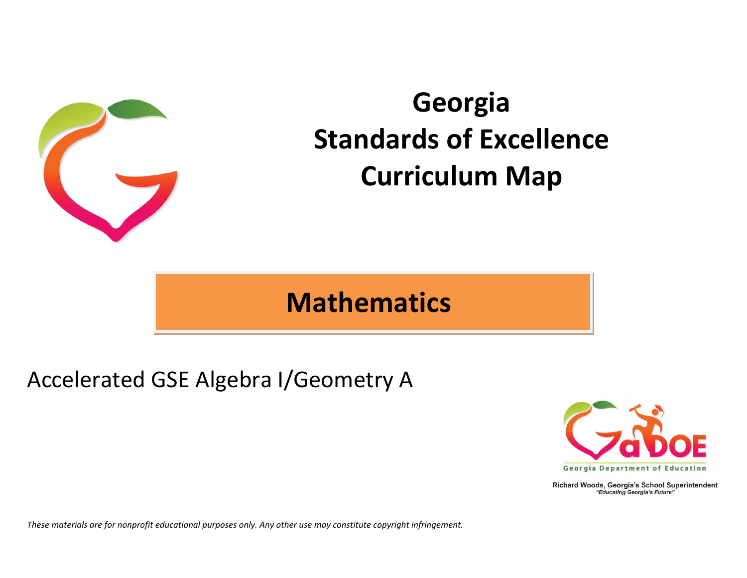# Georgia Standards of Excellence Curriculum Map

## Mathematics

Accelerated GSE Algebra I/Geometry A

Georgia Department of Education

Richard Woods, Georgia's School Superintendent
*"Educating Georgia's Future"*

*These materials are for nonprofit educational purposes only. Any other use may constitute copyright infringement.*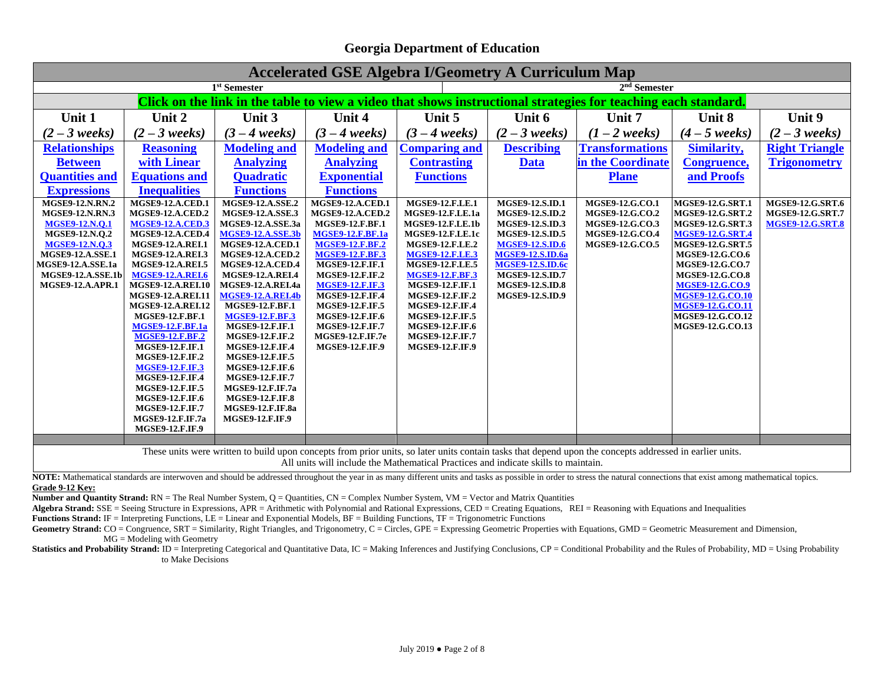## Georgia Department of Education

# Accelerated GSE Algebra I/Geometry A Curriculum Map

| 1st Semester | | | | | 2nd Semester | | | |
|---|---|---|---|---|---|---|---|---|
| **Click on the link in the table to view a video that shows instructional strategies for teaching each standard.** | | | | | | | | |
| **Unit 1** *(2 – 3 weeks)* | **Unit 2** *(2 – 3 weeks)* | **Unit 3** *(3 – 4 weeks)* | **Unit 4** *(3 – 4 weeks)* | **Unit 5** *(3 – 4 weeks)* | **Unit 6** *(2 – 3 weeks)* | **Unit 7** *(1 – 2 weeks)* | **Unit 8** *(4 – 5 weeks)* | **Unit 9** *(2 – 3 weeks)* |
| **Relationships Between Quantities and Expressions** | **Reasoning with Linear Equations and Inequalities** | **Modeling and Analyzing Quadratic Functions** | **Modeling and Analyzing Exponential Functions** | **Comparing and Contrasting Functions** | **Describing Data** | **Transformations in the Coordinate Plane** | **Similarity, Congruence, and Proofs** | **Right Triangle Trigonometry** |
| MGSE9-12.N.RN.2<br>MGSE9-12.N.RN.3<br>MGSE9-12.N.Q.1<br>MGSE9-12.N.Q.2<br>MGSE9-12.N.Q.3<br>MGSE9-12.A.SSE.1<br>MGSE9-12.A.SSE.1a<br>MGSE9-12.A.SSE.1b<br>MGSE9-12.A.APR.1 | MGSE9-12.A.CED.1<br>MGSE9-12.A.CED.2<br>MGSE9-12.A.CED.3<br>MGSE9-12.A.CED.4<br>MGSE9-12.A.REI.1<br>MGSE9-12.A.REI.3<br>MGSE9-12.A.REI.5<br>MGSE9-12.A.REI.6<br>MGSE9-12.A.REI.10<br>MGSE9-12.A.REI.11<br>MGSE9-12.A.REI.12<br>MGSE9-12.F.BF.1<br>MGSE9-12.F.BF.1a<br>MGSE9-12.F.BF.2<br>MGSE9-12.F.IF.1<br>MGSE9-12.F.IF.2<br>MGSE9-12.F.IF.3<br>MGSE9-12.F.IF.4<br>MGSE9-12.F.IF.5<br>MGSE9-12.F.IF.6<br>MGSE9-12.F.IF.7<br>MGSE9-12.F.IF.7a<br>MGSE9-12.F.IF.9 | MGSE9-12.A.SSE.2<br>MGSE9-12.A.SSE.3<br>MGSE9-12.A.SSE.3a<br>MGSE9-12.A.SSE.3b<br>MGSE9-12.A.CED.1<br>MGSE9-12.A.CED.2<br>MGSE9-12.A.CED.4<br>MGSE9-12.A.REI.4<br>MGSE9-12.A.REI.4a<br>MGSE9-12.A.REI.4b<br>MGSE9-12.F.BF.1<br>MGSE9-12.F.BF.3<br>MGSE9-12.F.IF.1<br>MGSE9-12.F.IF.2<br>MGSE9-12.F.IF.4<br>MGSE9-12.F.IF.5<br>MGSE9-12.F.IF.6<br>MGSE9-12.F.IF.7<br>MGSE9-12.F.IF.7a<br>MGSE9-12.F.IF.8<br>MGSE9-12.F.IF.8a<br>MGSE9-12.F.IF.9 | MGSE9-12.A.CED.1<br>MGSE9-12.A.CED.2<br>MGSE9-12.F.BF.1<br>MGSE9-12.F.BF.1a<br>MGSE9-12.F.BF.2<br>MGSE9-12.F.BF.3<br>MGSE9-12.F.IF.1<br>MGSE9-12.F.IF.2<br>MGSE9-12.F.IF.3<br>MGSE9-12.F.IF.4<br>MGSE9-12.F.IF.5<br>MGSE9-12.F.IF.6<br>MGSE9-12.F.IF.7<br>MGSE9-12.F.IF.7e<br>MGSE9-12.F.IF.9 | MGSE9-12.F.LE.1<br>MGSE9-12.F.LE.1a<br>MGSE9-12.F.LE.1b<br>MGSE9-12.F.LE.1c<br>MGSE9-12.F.LE.2<br>MGSE9-12.F.LE.3<br>MGSE9-12.F.LE.5<br>MGSE9-12.F.BF.3<br>MGSE9-12.F.IF.1<br>MGSE9-12.F.IF.2<br>MGSE9-12.F.IF.4<br>MGSE9-12.F.IF.5<br>MGSE9-12.F.IF.6<br>MGSE9-12.F.IF.7<br>MGSE9-12.F.IF.9 | MGSE9-12.S.ID.1<br>MGSE9-12.S.ID.2<br>MGSE9-12.S.ID.3<br>MGSE9-12.S.ID.5<br>MGSE9-12.S.ID.6<br>MGSE9-12.S.ID.6a<br>MGSE9-12.S.ID.6c<br>MGSE9-12.S.ID.7<br>MGSE9-12.S.ID.8<br>MGSE9-12.S.ID.9 | MGSE9-12.G.CO.1<br>MGSE9-12.G.CO.2<br>MGSE9-12.G.CO.3<br>MGSE9-12.G.CO.4<br>MGSE9-12.G.CO.5 | MGSE9-12.G.SRT.1<br>MGSE9-12.G.SRT.2<br>MGSE9-12.G.SRT.3<br>MGSE9-12.G.SRT.4<br>MGSE9-12.G.SRT.5<br>MGSE9-12.G.CO.6<br>MGSE9-12.G.CO.7<br>MGSE9-12.G.CO.8<br>MGSE9-12.G.CO.9<br>MGSE9-12.G.CO.10<br>MGSE9-12.G.CO.11<br>MGSE9-12.G.CO.12<br>MGSE9-12.G.CO.13 | MGSE9-12.G.SRT.6<br>MGSE9-12.G.SRT.7<br>MGSE9-12.G.SRT.8 |
| These units were written to build upon concepts from prior units, so later units contain tasks that depend upon the concepts addressed in earlier units. All units will include the Mathematical Practices and indicate skills to maintain. | | | | | | | | |

**NOTE:** Mathematical standards are interwoven and should be addressed throughout the year in as many different units and tasks as possible in order to stress the natural connections that exist among mathematical topics.

**Grade 9-12 Key:**

**Number and Quantity Strand:** RN = The Real Number System, Q = Quantities, CN = Complex Number System, VM = Vector and Matrix Quantities

**Algebra Strand:** SSE = Seeing Structure in Expressions, APR = Arithmetic with Polynomial and Rational Expressions, CED = Creating Equations, REI = Reasoning with Equations and Inequalities

**Functions Strand:** IF = Interpreting Functions, LE = Linear and Exponential Models, BF = Building Functions, TF = Trigonometric Functions

**Geometry Strand:** CO = Congruence, SRT = Similarity, Right Triangles, and Trigonometry, C = Circles, GPE = Expressing Geometric Properties with Equations, GMD = Geometric Measurement and Dimension, MG = Modeling with Geometry

**Statistics and Probability Strand:** ID = Interpreting Categorical and Quantitative Data, IC = Making Inferences and Justifying Conclusions, CP = Conditional Probability and the Rules of Probability, MD = Using Probability to Make Decisions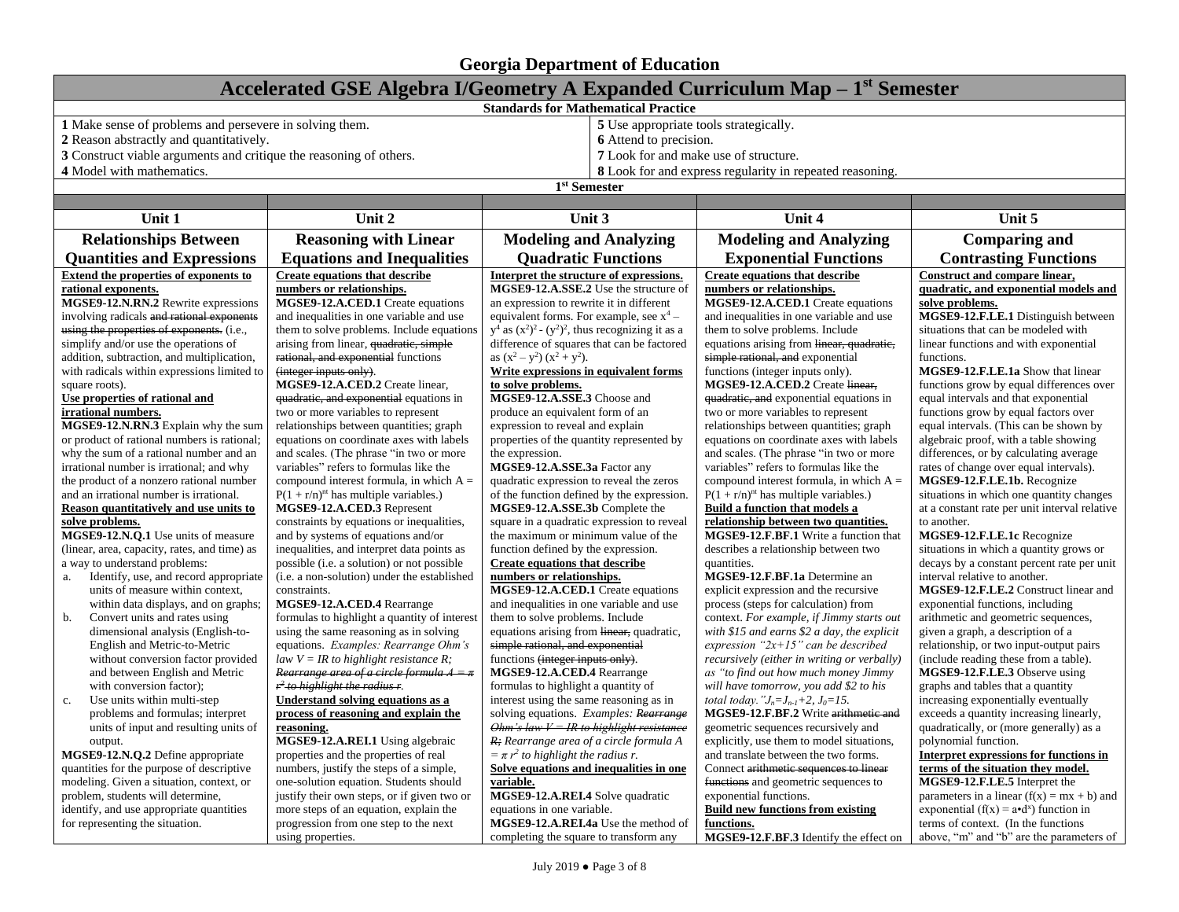# Georgia Department of Education

## Accelerated GSE Algebra I/Geometry A Expanded Curriculum Map – 1st Semester

**Standards for Mathematical Practice**

| | |
|---|---|
| **1** Make sense of problems and persevere in solving them. | **5** Use appropriate tools strategically. |
| **2** Reason abstractly and quantitatively. | **6** Attend to precision. |
| **3** Construct viable arguments and critique the reasoning of others. | **7** Look for and make use of structure. |
| **4** Model with mathematics. | **8** Look for and express regularity in repeated reasoning. |

**1st Semester**

| Unit 1 | Unit 2 | Unit 3 | Unit 4 | Unit 5 |
|---|---|---|---|---|
| **Relationships Between Quantities and Expressions** | **Reasoning with Linear Equations and Inequalities** | **Modeling and Analyzing Quadratic Functions** | **Modeling and Analyzing Exponential Functions** | **Comparing and Contrasting Functions** |
| **Extend the properties of exponents to rational exponents.**<br>**MGSE9-12.N.RN.2** Rewrite expressions involving radicals ~~and rational exponents using the properties of exponents.~~ (i.e., simplify and/or use the operations of addition, subtraction, and multiplication, with radicals within expressions limited to square roots).<br>**Use properties of rational and irrational numbers.**<br>**MGSE9-12.N.RN.3** Explain why the sum or product of rational numbers is rational; why the sum of a rational number and an irrational number is irrational; and why the product of a nonzero rational number and an irrational number is irrational.<br>**Reason quantitatively and use units to solve problems.**<br>**MGSE9-12.N.Q.1** Use units of measure (linear, area, capacity, rates, and time) as a way to understand problems:<br>a. Identify, use, and record appropriate units of measure within context, within data displays, and on graphs;<br>b. Convert units and rates using dimensional analysis (English-to-English and Metric-to-Metric without conversion factor provided and between English and Metric with conversion factor);<br>c. Use units within multi-step problems and formulas; interpret units of input and resulting units of output.<br>**MGSE9-12.N.Q.2** Define appropriate quantities for the purpose of descriptive modeling. Given a situation, context, or problem, students will determine, identify, and use appropriate quantities for representing the situation. | **Create equations that describe numbers or relationships.**<br>**MGSE9-12.A.CED.1** Create equations and inequalities in one variable and use them to solve problems. Include equations arising from linear, ~~quadratic, simple rational, and exponential~~ functions ~~(integer inputs only)~~.<br>**MGSE9-12.A.CED.2** Create linear, ~~quadratic, and exponential~~ equations in two or more variables to represent relationships between quantities; graph equations on coordinate axes with labels and scales. (The phrase "in two or more variables" refers to formulas like the compound interest formula, in which $A = P(1 + r/n)^{nt}$ has multiple variables.)<br>**MGSE9-12.A.CED.3** Represent constraints by equations or inequalities, and by systems of equations and/or inequalities, and interpret data points as possible (i.e. a solution) or not possible (i.e. a non-solution) under the established constraints.<br>**MGSE9-12.A.CED.4** Rearrange formulas to highlight a quantity of interest using the same reasoning as in solving equations. *Examples: Rearrange Ohm's law V = IR to highlight resistance R;* ~~*Rearrange area of a circle formula $A = \pi r^2$ to highlight the radius r*~~.<br>**Understand solving equations as a process of reasoning and explain the reasoning.**<br>**MGSE9-12.A.REI.1** Using algebraic properties and the properties of real numbers, justify the steps of a simple, one-solution equation. Students should justify their own steps, or if given two or more steps of an equation, explain the progression from one step to the next using properties. | **Interpret the structure of expressions.**<br>**MGSE9-12.A.SSE.2** Use the structure of an expression to rewrite it in different equivalent forms. For example, see $x^4 - y^4$ as $(x^2)^2 - (y^2)^2$, thus recognizing it as a difference of squares that can be factored as $(x^2 - y^2)(x^2 + y^2)$.<br>**Write expressions in equivalent forms to solve problems.**<br>**MGSE9-12.A.SSE.3** Choose and produce an equivalent form of an expression to reveal and explain properties of the quantity represented by the expression.<br>**MGSE9-12.A.SSE.3a** Factor any quadratic expression to reveal the zeros of the function defined by the expression.<br>**MGSE9-12.A.SSE.3b** Complete the square in a quadratic expression to reveal the maximum or minimum value of the function defined by the expression.<br>**Create equations that describe numbers or relationships.**<br>**MGSE9-12.A.CED.1** Create equations and inequalities in one variable and use them to solve problems. Include equations arising from ~~linear,~~ quadratic, ~~simple rational, and exponential~~ functions ~~(integer inputs only)~~.<br>**MGSE9-12.A.CED.4** Rearrange formulas to highlight a quantity of interest using the same reasoning as in solving equations. *Examples:* ~~*Rearrange Ohm's law V = IR to highlight resistance R;*~~ *Rearrange area of a circle formula $A = \pi r^2$ to highlight the radius r.*<br>**Solve equations and inequalities in one variable.**<br>**MGSE9-12.A.REI.4** Solve quadratic equations in one variable.<br>**MGSE9-12.A.REI.4a** Use the method of completing the square to transform any | **Create equations that describe numbers or relationships.**<br>**MGSE9-12.A.CED.1** Create equations and inequalities in one variable and use them to solve problems. Include equations arising from ~~linear, quadratic, simple rational, and~~ exponential functions (integer inputs only).<br>**MGSE9-12.A.CED.2** Create ~~linear, quadratic, and~~ exponential equations in two or more variables to represent relationships between quantities; graph equations on coordinate axes with labels and scales. (The phrase "in two or more variables" refers to formulas like the compound interest formula, in which $A = P(1 + r/n)^{nt}$ has multiple variables.)<br>**Build a function that models a relationship between two quantities.**<br>**MGSE9-12.F.BF.1** Write a function that describes a relationship between two quantities.<br>**MGSE9-12.F.BF.1a** Determine an explicit expression and the recursive process (steps for calculation) from context. *For example, if Jimmy starts out with \$15 and earns \$2 a day, the explicit expression "2x+15" can be described recursively (either in writing or verbally) as "to find out how much money Jimmy will have tomorrow, you add \$2 to his total today." $J_n = J_{n-1} + 2$, $J_0 = 15$.*<br>**MGSE9-12.F.BF.2** Write ~~arithmetic and~~ geometric sequences recursively and explicitly, use them to model situations, and translate between the two forms. Connect ~~arithmetic sequences to linear functions~~ and geometric sequences to exponential functions.<br>**Build new functions from existing functions.**<br>**MGSE9-12.F.BF.3** Identify the effect on | **Construct and compare linear, quadratic, and exponential models and solve problems.**<br>**MGSE9-12.F.LE.1** Distinguish between situations that can be modeled with linear functions and with exponential functions.<br>**MGSE9-12.F.LE.1a** Show that linear functions grow by equal differences over equal intervals and that exponential functions grow by equal factors over equal intervals. (This can be shown by algebraic proof, with a table showing differences, or by calculating average rates of change over equal intervals).<br>**MGSE9-12.F.LE.1b.** Recognize situations in which one quantity changes at a constant rate per unit interval relative to another.<br>**MGSE9-12.F.LE.1c** Recognize situations in which a quantity grows or decays by a constant percent rate per unit interval relative to another.<br>**MGSE9-12.F.LE.2** Construct linear and exponential functions, including arithmetic and geometric sequences, given a graph, a description of a relationship, or two input-output pairs (include reading these from a table).<br>**MGSE9-12.F.LE.3** Observe using graphs and tables that a quantity increasing exponentially eventually exceeds a quantity increasing linearly, quadratically, or (more generally) as a polynomial function.<br>**Interpret expressions for functions in terms of the situation they model.**<br>**MGSE9-12.F.LE.5** Interpret the parameters in a linear ($f(x) = mx + b$) and exponential ($f(x) = a \cdot d^x$) function in terms of context. (In the functions above, "m" and "b" are the parameters of |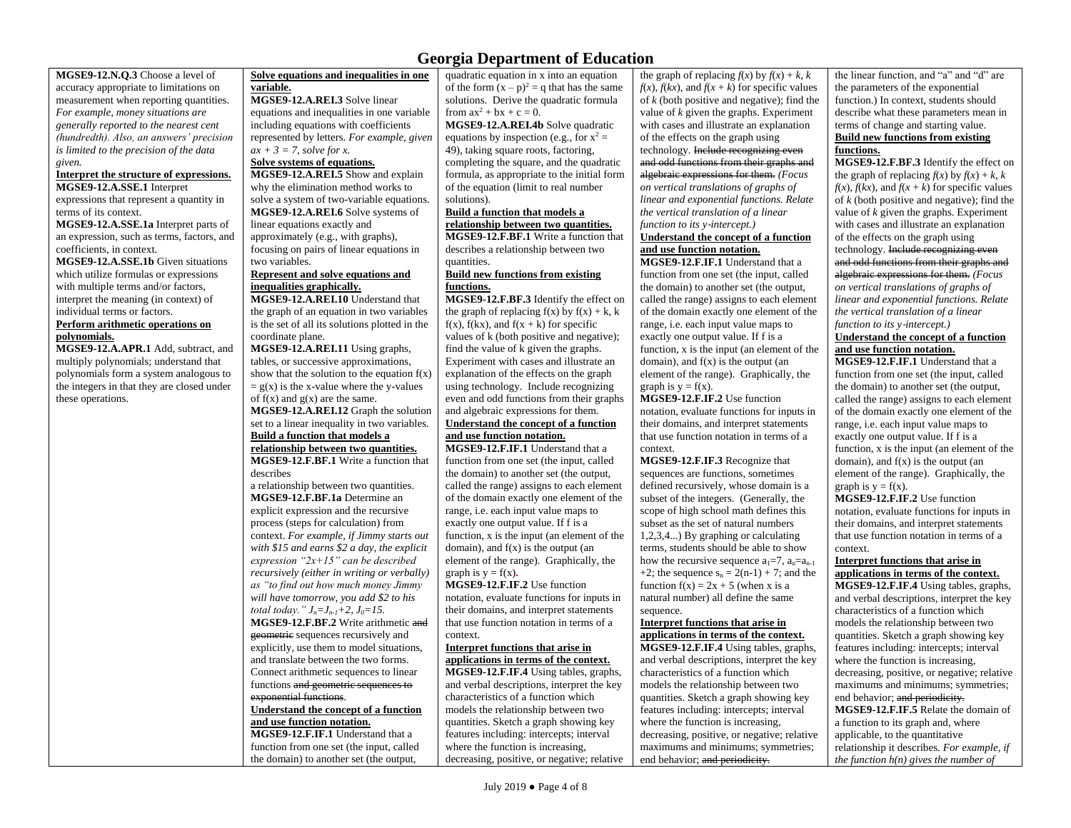# Georgia Department of Education

**MGSE9-12.N.Q.3** Choose a level of accuracy appropriate to limitations on measurement when reporting quantities. *For example, money situations are generally reported to the nearest cent (hundredth). Also, an answers' precision is limited to the precision of the data given.*

**Interpret the structure of expressions.**

**MGSE9-12.A.SSE.1** Interpret expressions that represent a quantity in terms of its context.

**MGSE9-12.A.SSE.1a** Interpret parts of an expression, such as terms, factors, and coefficients, in context.

**MGSE9-12.A.SSE.1b** Given situations which utilize formulas or expressions with multiple terms and/or factors, interpret the meaning (in context) of individual terms or factors.

**Perform arithmetic operations on polynomials.**

**MGSE9-12.A.APR.1** Add, subtract, and multiply polynomials; understand that polynomials form a system analogous to the integers in that they are closed under these operations.

**Solve equations and inequalities in one variable.**

**MGSE9-12.A.REI.3** Solve linear equations and inequalities in one variable including equations with coefficients represented by letters. *For example, given $ax + 3 = 7$, solve for x.*

**Solve systems of equations.**

**MGSE9-12.A.REI.5** Show and explain why the elimination method works to solve a system of two-variable equations.

**MGSE9-12.A.REI.6** Solve systems of linear equations exactly and approximately (e.g., with graphs), focusing on pairs of linear equations in two variables.

**Represent and solve equations and inequalities graphically.**

**MGSE9-12.A.REI.10** Understand that the graph of an equation in two variables is the set of all its solutions plotted in the coordinate plane.

**MGSE9-12.A.REI.11** Using graphs, tables, or successive approximations, show that the solution to the equation $f(x) = g(x)$ is the x-value where the y-values of $f(x)$ and $g(x)$ are the same.

**MGSE9-12.A.REI.12** Graph the solution set to a linear inequality in two variables.

**Build a function that models a relationship between two quantities.**

**MGSE9-12.F.BF.1** Write a function that describes a relationship between two quantities.

**MGSE9-12.F.BF.1a** Determine an explicit expression and the recursive process (steps for calculation) from context. *For example, if Jimmy starts out with \$15 and earns \$2 a day, the explicit expression "2x+15" can be described recursively (either in writing or verbally) as "to find out how much money Jimmy will have tomorrow, you add \$2 to his total today." $J_n = J_{n-1} + 2$, $J_0 = 15$.*

**MGSE9-12.F.BF.2** Write arithmetic ~~and geometric~~ sequences recursively and explicitly, use them to model situations, and translate between the two forms. Connect arithmetic sequences to linear functions ~~and geometric sequences to exponential functions~~.

**Understand the concept of a function and use function notation.**

**MGSE9-12.F.IF.1** Understand that a function from one set (the input, called the domain) to another set (the output, quadratic equation in x into an equation of the form $(x - p)^2 = q$ that has the same solutions. Derive the quadratic formula from $ax^2 + bx + c = 0$.

**MGSE9-12.A.REI.4b** Solve quadratic equations by inspection (e.g., for $x^2 = 49$), taking square roots, factoring, completing the square, and the quadratic formula, as appropriate to the initial form of the equation (limit to real number solutions).

**Build a function that models a relationship between two quantities.**

**MGSE9-12.F.BF.1** Write a function that describes a relationship between two quantities.

**Build new functions from existing functions.**

**MGSE9-12.F.BF.3** Identify the effect on the graph of replacing $f(x)$ by $f(x) + k$, $k f(x)$, $f(kx)$, and $f(x + k)$ for specific values of k (both positive and negative); find the value of k given the graphs. Experiment with cases and illustrate an explanation of the effects on the graph using technology. Include recognizing even and odd functions from their graphs and algebraic expressions for them.

**Understand the concept of a function and use function notation.**

**MGSE9-12.F.IF.1** Understand that a function from one set (the input, called the domain) to another set (the output, called the range) assigns to each element of the domain exactly one element of the range, i.e. each input value maps to exactly one output value. If f is a function, x is the input (an element of the domain), and f(x) is the output (an element of the range). Graphically, the graph is $y = f(x)$.

**MGSE9-12.F.IF.2** Use function notation, evaluate functions for inputs in their domains, and interpret statements that use function notation in terms of a context.

**Interpret functions that arise in applications in terms of the context.**

**MGSE9-12.F.IF.4** Using tables, graphs, and verbal descriptions, interpret the key characteristics of a function which models the relationship between two quantities. Sketch a graph showing key features including: intercepts; interval where the function is increasing, decreasing, positive, or negative; relative the graph of replacing $f(x)$ by $f(x) + k$, $k f(x)$, $f(kx)$, and $f(x + k)$ for specific values of $k$ (both positive and negative); find the value of $k$ given the graphs. Experiment with cases and illustrate an explanation of the effects on the graph using technology. ~~Include recognizing even and odd functions from their graphs and algebraic expressions for them.~~ *(Focus on vertical translations of graphs of linear and exponential functions. Relate the vertical translation of a linear function to its y-intercept.)*

**Understand the concept of a function and use function notation.**

**MGSE9-12.F.IF.1** Understand that a function from one set (the input, called the domain) to another set (the output, called the range) assigns to each element of the domain exactly one element of the range, i.e. each input value maps to exactly one output value. If f is a function, x is the input (an element of the domain), and f(x) is the output (an element of the range). Graphically, the graph is $y = f(x)$.

**MGSE9-12.F.IF.2** Use function notation, evaluate functions for inputs in their domains, and interpret statements that use function notation in terms of a context.

**MGSE9-12.F.IF.3** Recognize that sequences are functions, sometimes defined recursively, whose domain is a subset of the integers. (Generally, the scope of high school math defines this subset as the set of natural numbers 1,2,3,4...) By graphing or calculating terms, students should be able to show how the recursive sequence $a_1=7$, $a_n=a_{n-1}+2$; the sequence $s_n = 2(n-1) + 7$; and the function $f(x) = 2x + 5$ (when x is a natural number) all define the same sequence.

**Interpret functions that arise in applications in terms of the context.**

**MGSE9-12.F.IF.4** Using tables, graphs, and verbal descriptions, interpret the key characteristics of a function which models the relationship between two quantities. Sketch a graph showing key features including: intercepts; interval where the function is increasing, decreasing, positive, or negative; relative maximums and minimums; symmetries; end behavior; ~~and periodicity.~~

the linear function, and "a" and "d" are the parameters of the exponential function.) In context, students should describe what these parameters mean in terms of change and starting value.

**Build new functions from existing functions.**

**MGSE9-12.F.BF.3** Identify the effect on the graph of replacing $f(x)$ by $f(x) + k$, $k f(x)$, $f(kx)$, and $f(x + k)$ for specific values of $k$ (both positive and negative); find the value of $k$ given the graphs. Experiment with cases and illustrate an explanation of the effects on the graph using technology. ~~Include recognizing even and odd functions from their graphs and algebraic expressions for them.~~ *(Focus on vertical translations of graphs of linear and exponential functions. Relate the vertical translation of a linear function to its y-intercept.)*

**Understand the concept of a function and use function notation.**

**MGSE9-12.F.IF.1** Understand that a function from one set (the input, called the domain) to another set (the output, called the range) assigns to each element of the domain exactly one element of the range, i.e. each input value maps to exactly one output value. If f is a function, x is the input (an element of the domain), and f(x) is the output (an element of the range). Graphically, the graph is $y = f(x)$.

**MGSE9-12.F.IF.2** Use function notation, evaluate functions for inputs in their domains, and interpret statements that use function notation in terms of a context.

**Interpret functions that arise in applications in terms of the context.**

**MGSE9-12.F.IF.4** Using tables, graphs, and verbal descriptions, interpret the key characteristics of a function which models the relationship between two quantities. Sketch a graph showing key features including: intercepts; interval where the function is increasing, decreasing, positive, or negative; relative maximums and minimums; symmetries; end behavior; ~~and periodicity.~~

**MGSE9-12.F.IF.5** Relate the domain of a function to its graph and, where applicable, to the quantitative relationship it describes. *For example, if the function h(n) gives the number of*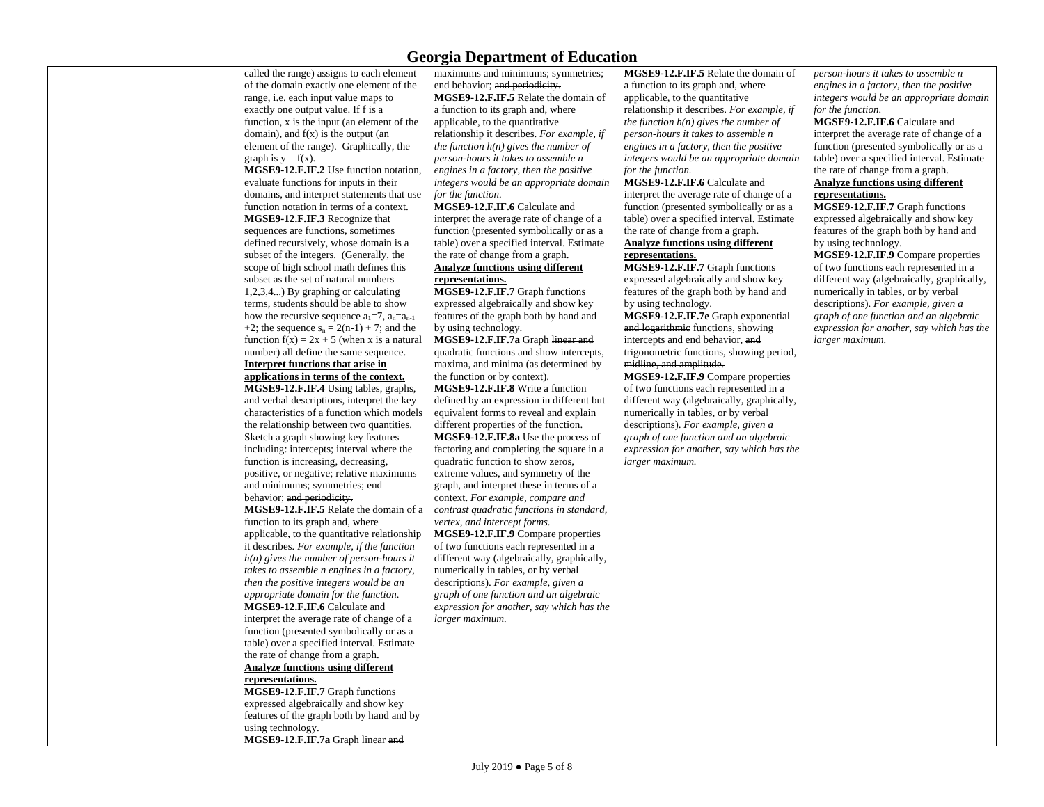| | | | | |
|---|---|---|---|---|
| | called the range) assigns to each element of the domain exactly one element of the range, i.e. each input value maps to exactly one output value. If f is a function, x is the input (an element of the domain), and f(x) is the output (an element of the range). Graphically, the graph is y = f(x).<br>**MGSE9-12.F.IF.2** Use function notation, evaluate functions for inputs in their domains, and interpret statements that use function notation in terms of a context.<br>**MGSE9-12.F.IF.3** Recognize that sequences are functions, sometimes defined recursively, whose domain is a subset of the integers. (Generally, the scope of high school math defines this subset as the set of natural numbers 1,2,3,4...) By graphing or calculating terms, students should be able to show how the recursive sequence $a_1=7$, $a_n=a_{n-1}+2$; the sequence $s_n = 2(n-1) + 7$; and the function $f(x) = 2x + 5$ (when x is a natural number) all define the same sequence.<br>**<u>Interpret functions that arise in applications in terms of the context.</u>**<br>**MGSE9-12.F.IF.4** Using tables, graphs, and verbal descriptions, interpret the key characteristics of a function which models the relationship between two quantities. Sketch a graph showing key features including: intercepts; interval where the function is increasing, decreasing, positive, or negative; relative maximums and minimums; symmetries; end behavior; ~~and periodicity.~~<br>**MGSE9-12.F.IF.5** Relate the domain of a function to its graph and, where applicable, to the quantitative relationship it describes. *For example, if the function h(n) gives the number of person-hours it takes to assemble n engines in a factory, then the positive integers would be an appropriate domain for the function.*<br>**MGSE9-12.F.IF.6** Calculate and interpret the average rate of change of a function (presented symbolically or as a table) over a specified interval. Estimate the rate of change from a graph.<br>**<u>Analyze functions using different representations.</u>**<br>**MGSE9-12.F.IF.7** Graph functions expressed algebraically and show key features of the graph both by hand and by using technology.<br>**MGSE9-12.F.IF.7a** Graph linear ~~and~~ | maximums and minimums; symmetries; end behavior; ~~and periodicity.~~<br>**MGSE9-12.F.IF.5** Relate the domain of a function to its graph and, where applicable, to the quantitative relationship it describes. *For example, if the function h(n) gives the number of person-hours it takes to assemble n engines in a factory, then the positive integers would be an appropriate domain for the function.*<br>**MGSE9-12.F.IF.6** Calculate and interpret the average rate of change of a function (presented symbolically or as a table) over a specified interval. Estimate the rate of change from a graph.<br>**<u>Analyze functions using different representations.</u>**<br>**MGSE9-12.F.IF.7** Graph functions expressed algebraically and show key features of the graph both by hand and by using technology.<br>**MGSE9-12.F.IF.7a** Graph ~~linear and~~ quadratic functions and show intercepts, maxima, and minima (as determined by the function or by context).<br>**MGSE9-12.F.IF.8** Write a function defined by an expression in different but equivalent forms to reveal and explain different properties of the function.<br>**MGSE9-12.F.IF.8a** Use the process of factoring and completing the square in a quadratic function to show zeros, extreme values, and symmetry of the graph, and interpret these in terms of a context. *For example, compare and contrast quadratic functions in standard, vertex, and intercept forms.*<br>**MGSE9-12.F.IF.9** Compare properties of two functions each represented in a different way (algebraically, graphically, numerically in tables, or by verbal descriptions). *For example, given a graph of one function and an algebraic expression for another, say which has the larger maximum.* | **MGSE9-12.F.IF.5** Relate the domain of a function to its graph and, where applicable, to the quantitative relationship it describes. *For example, if the function h(n) gives the number of person-hours it takes to assemble n engines in a factory, then the positive integers would be an appropriate domain for the function.*<br>**MGSE9-12.F.IF.6** Calculate and interpret the average rate of change of a function (presented symbolically or as a table) over a specified interval. Estimate the rate of change from a graph.<br>**<u>Analyze functions using different representations.</u>**<br>**MGSE9-12.F.IF.7** Graph functions expressed algebraically and show key features of the graph both by hand and by using technology.<br>**MGSE9-12.F.IF.7e** Graph exponential ~~and logarithmic~~ functions, showing intercepts and end behavior, ~~and trigonometric functions, showing period, midline, and amplitude.~~<br>**MGSE9-12.F.IF.9** Compare properties of two functions each represented in a different way (algebraically, graphically, numerically in tables, or by verbal descriptions). *For example, given a graph of one function and an algebraic expression for another, say which has the larger maximum.* | *person-hours it takes to assemble n engines in a factory, then the positive integers would be an appropriate domain for the function.*<br>**MGSE9-12.F.IF.6** Calculate and interpret the average rate of change of a function (presented symbolically or as a table) over a specified interval. Estimate the rate of change from a graph.<br>**<u>Analyze functions using different representations.</u>**<br>**MGSE9-12.F.IF.7** Graph functions expressed algebraically and show key features of the graph both by hand and by using technology.<br>**MGSE9-12.F.IF.9** Compare properties of two functions each represented in a different way (algebraically, graphically, numerically in tables, or by verbal descriptions). *For example, given a graph of one function and an algebraic expression for another, say which has the larger maximum.* |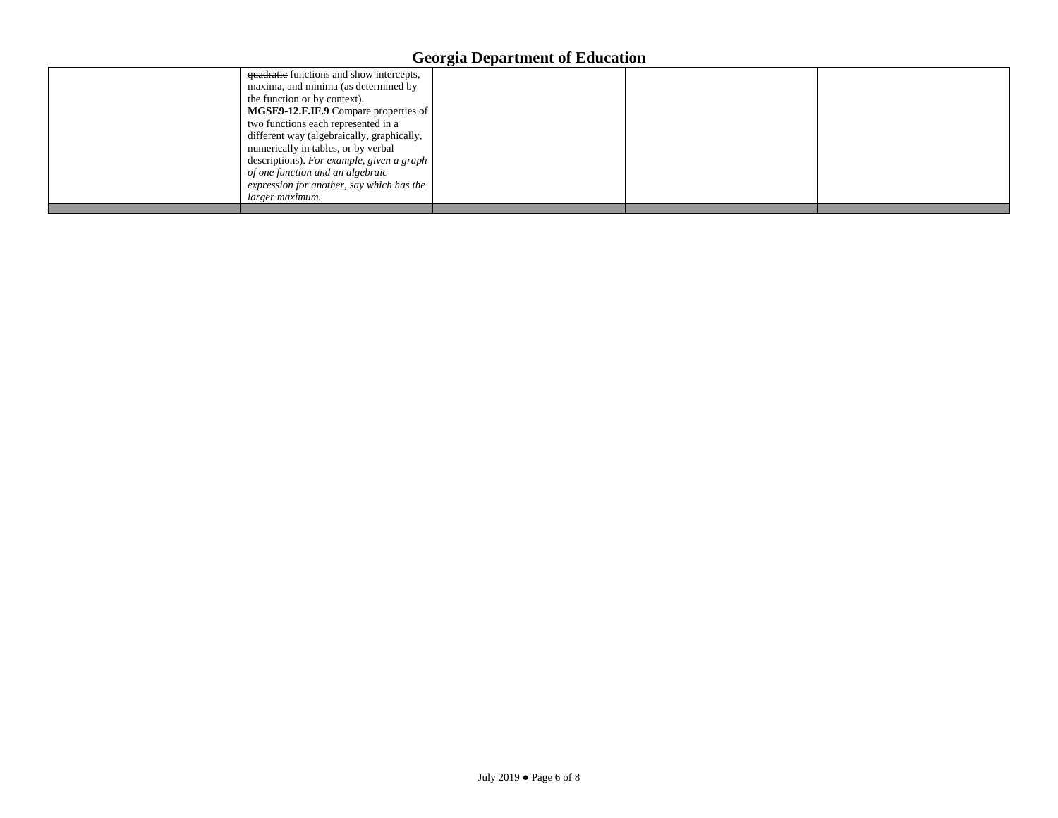| | | | | |
|---|---|---|---|---|
| | ~~quadratic~~ functions and show intercepts, maxima, and minima (as determined by the function or by context).<br>**MGSE9-12.F.IF.9** Compare properties of two functions each represented in a different way (algebraically, graphically, numerically in tables, or by verbal descriptions). *For example, given a graph of one function and an algebraic expression for another, say which has the larger maximum.* | | | |
| | | | | |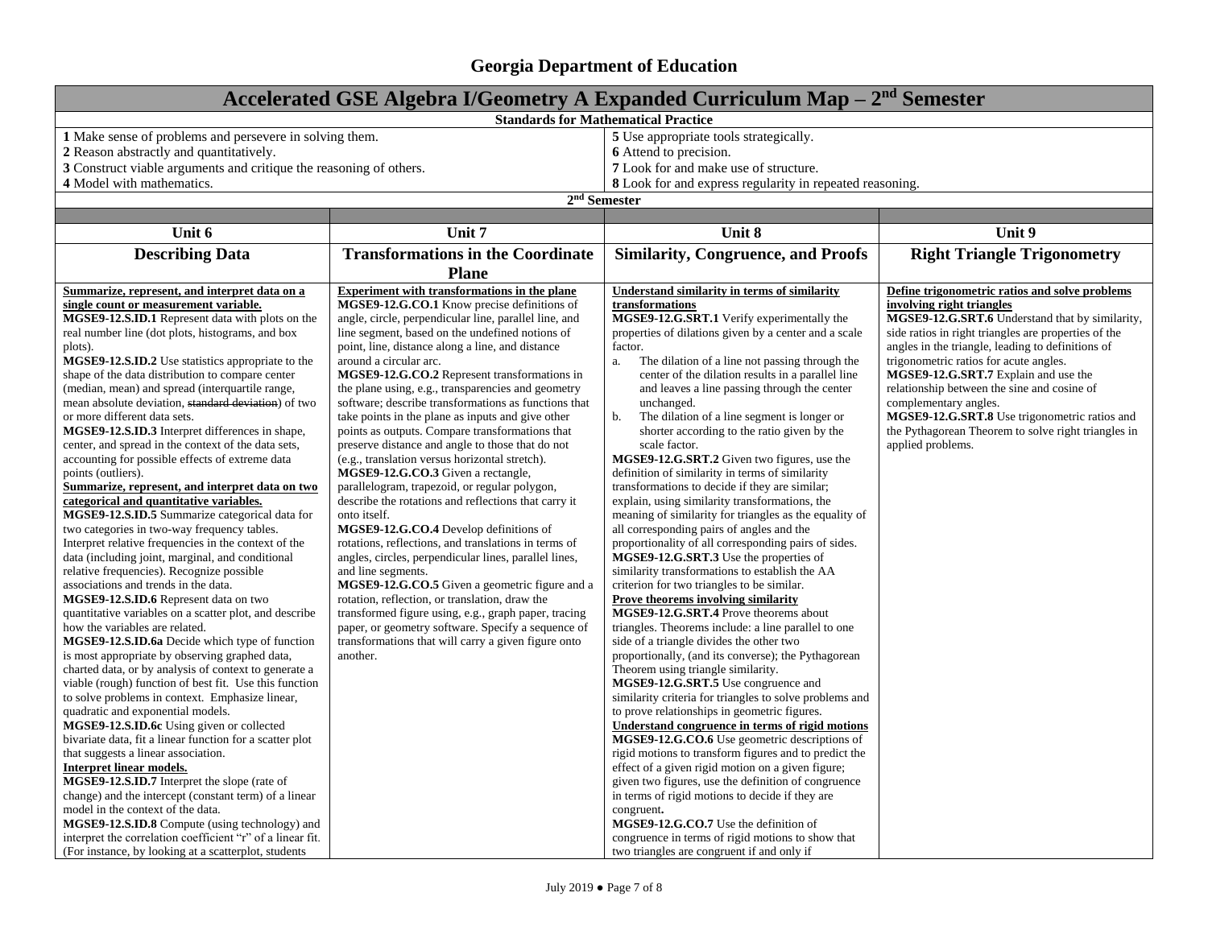# Georgia Department of Education

## Accelerated GSE Algebra I/Geometry A Expanded Curriculum Map – 2nd Semester

**Standards for Mathematical Practice**

| | |
|---|---|
| **1** Make sense of problems and persevere in solving them. | **5** Use appropriate tools strategically. |
| **2** Reason abstractly and quantitatively. | **6** Attend to precision. |
| **3** Construct viable arguments and critique the reasoning of others. | **7** Look for and make use of structure. |
| **4** Model with mathematics. | **8** Look for and express regularity in repeated reasoning. |

**2nd Semester**

| Unit 6 | Unit 7 | Unit 8 | Unit 9 |
|---|---|---|---|
| **Describing Data** | **Transformations in the Coordinate Plane** | **Similarity, Congruence, and Proofs** | **Right Triangle Trigonometry** |
| **Summarize, represent, and interpret data on a single count or measurement variable.**<br>**MGSE9-12.S.ID.1** Represent data with plots on the real number line (dot plots, histograms, and box plots).<br>**MGSE9-12.S.ID.2** Use statistics appropriate to the shape of the data distribution to compare center (median, mean) and spread (interquartile range, mean absolute deviation, ~~standard deviation~~) of two or more different data sets.<br>**MGSE9-12.S.ID.3** Interpret differences in shape, center, and spread in the context of the data sets, accounting for possible effects of extreme data points (outliers).<br>**Summarize, represent, and interpret data on two categorical and quantitative variables.**<br>**MGSE9-12.S.ID.5** Summarize categorical data for two categories in two-way frequency tables. Interpret relative frequencies in the context of the data (including joint, marginal, and conditional relative frequencies). Recognize possible associations and trends in the data.<br>**MGSE9-12.S.ID.6** Represent data on two quantitative variables on a scatter plot, and describe how the variables are related.<br>**MGSE9-12.S.ID.6a** Decide which type of function is most appropriate by observing graphed data, charted data, or by analysis of context to generate a viable (rough) function of best fit. Use this function to solve problems in context. Emphasize linear, quadratic and exponential models.<br>**MGSE9-12.S.ID.6c** Using given or collected bivariate data, fit a linear function for a scatter plot that suggests a linear association.<br>**Interpret linear models.**<br>**MGSE9-12.S.ID.7** Interpret the slope (rate of change) and the intercept (constant term) of a linear model in the context of the data.<br>**MGSE9-12.S.ID.8** Compute (using technology) and interpret the correlation coefficient "r" of a linear fit. (For instance, by looking at a scatterplot, students | **Experiment with transformations in the plane**<br>**MGSE9-12.G.CO.1** Know precise definitions of angle, circle, perpendicular line, parallel line, and line segment, based on the undefined notions of point, line, distance along a line, and distance around a circular arc.<br>**MGSE9-12.G.CO.2** Represent transformations in the plane using, e.g., transparencies and geometry software; describe transformations as functions that take points in the plane as inputs and give other points as outputs. Compare transformations that preserve distance and angle to those that do not (e.g., translation versus horizontal stretch).<br>**MGSE9-12.G.CO.3** Given a rectangle, parallelogram, trapezoid, or regular polygon, describe the rotations and reflections that carry it onto itself.<br>**MGSE9-12.G.CO.4** Develop definitions of rotations, reflections, and translations in terms of angles, circles, perpendicular lines, parallel lines, and line segments.<br>**MGSE9-12.G.CO.5** Given a geometric figure and a rotation, reflection, or translation, draw the transformed figure using, e.g., graph paper, tracing paper, or geometry software. Specify a sequence of transformations that will carry a given figure onto another. | **Understand similarity in terms of similarity transformations**<br>**MGSE9-12.G.SRT.1** Verify experimentally the properties of dilations given by a center and a scale factor.<br>a. The dilation of a line not passing through the center of the dilation results in a parallel line and leaves a line passing through the center unchanged.<br>b. The dilation of a line segment is longer or shorter according to the ratio given by the scale factor.<br>**MGSE9-12.G.SRT.2** Given two figures, use the definition of similarity in terms of similarity transformations to decide if they are similar; explain, using similarity transformations, the meaning of similarity for triangles as the equality of all corresponding pairs of angles and the proportionality of all corresponding pairs of sides.<br>**MGSE9-12.G.SRT.3** Use the properties of similarity transformations to establish the AA criterion for two triangles to be similar.<br>**Prove theorems involving similarity**<br>**MGSE9-12.G.SRT.4** Prove theorems about triangles. Theorems include: a line parallel to one side of a triangle divides the other two proportionally, (and its converse); the Pythagorean Theorem using triangle similarity.<br>**MGSE9-12.G.SRT.5** Use congruence and similarity criteria for triangles to solve problems and to prove relationships in geometric figures.<br>**Understand congruence in terms of rigid motions**<br>**MGSE9-12.G.CO.6** Use geometric descriptions of rigid motions to transform figures and to predict the effect of a given rigid motion on a given figure; given two figures, use the definition of congruence in terms of rigid motions to decide if they are congruent**.**<br>**MGSE9-12.G.CO.7** Use the definition of congruence in terms of rigid motions to show that two triangles are congruent if and only if | **Define trigonometric ratios and solve problems involving right triangles**<br>**MGSE9-12.G.SRT.6** Understand that by similarity, side ratios in right triangles are properties of the angles in the triangle, leading to definitions of trigonometric ratios for acute angles.<br>**MGSE9-12.G.SRT.7** Explain and use the relationship between the sine and cosine of complementary angles.<br>**MGSE9-12.G.SRT.8** Use trigonometric ratios and the Pythagorean Theorem to solve right triangles in applied problems. |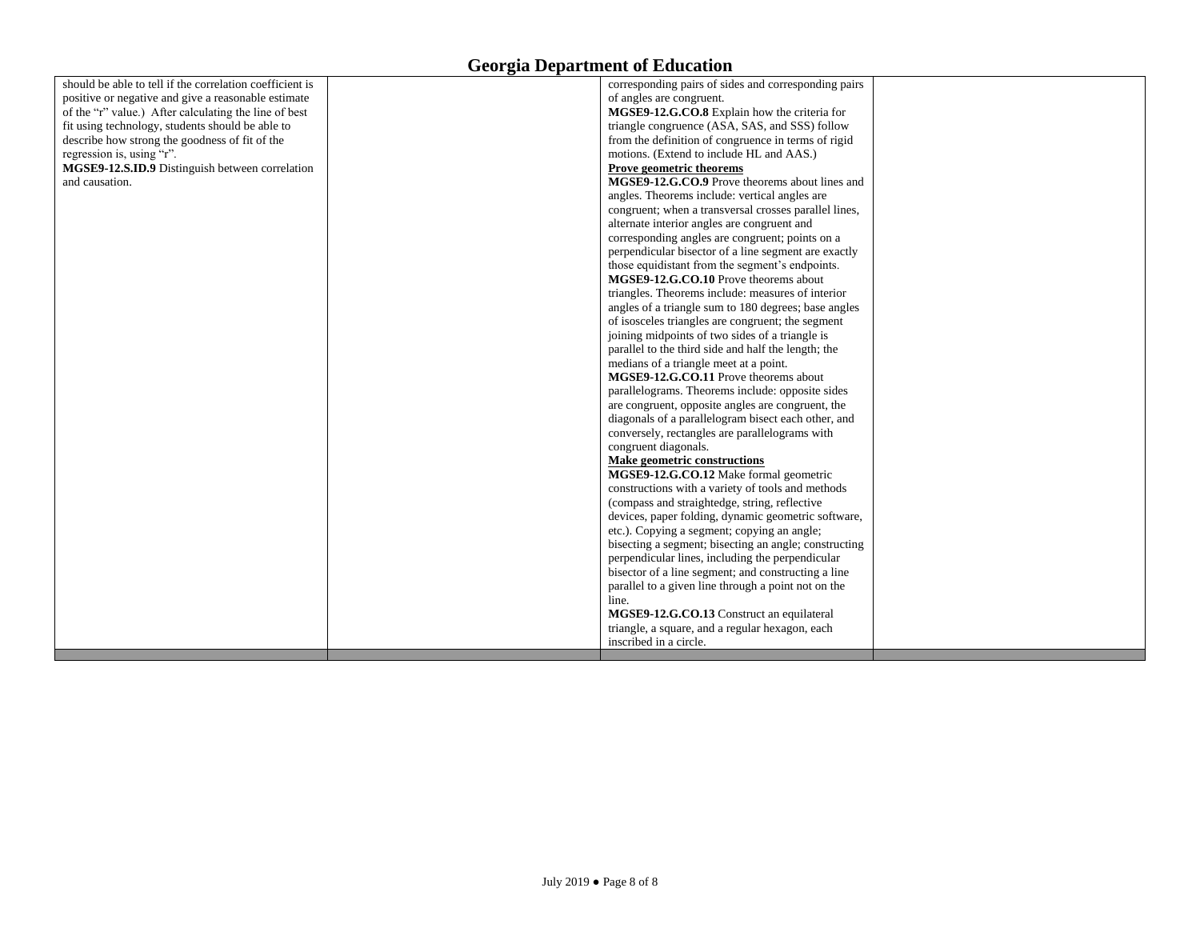| | | | |
|---|---|---|---|
| should be able to tell if the correlation coefficient is positive or negative and give a reasonable estimate of the "r" value.) After calculating the line of best fit using technology, students should be able to describe how strong the goodness of fit of the regression is, using "r". <br> **MGSE9-12.S.ID.9** Distinguish between correlation and causation. | | corresponding pairs of sides and corresponding pairs of angles are congruent. <br> **MGSE9-12.G.CO.8** Explain how the criteria for triangle congruence (ASA, SAS, and SSS) follow from the definition of congruence in terms of rigid motions. (Extend to include HL and AAS.) <br> **Prove geometric theorems** <br> **MGSE9-12.G.CO.9** Prove theorems about lines and angles. Theorems include: vertical angles are congruent; when a transversal crosses parallel lines, alternate interior angles are congruent and corresponding angles are congruent; points on a perpendicular bisector of a line segment are exactly those equidistant from the segment's endpoints. <br> **MGSE9-12.G.CO.10** Prove theorems about triangles. Theorems include: measures of interior angles of a triangle sum to 180 degrees; base angles of isosceles triangles are congruent; the segment joining midpoints of two sides of a triangle is parallel to the third side and half the length; the medians of a triangle meet at a point. <br> **MGSE9-12.G.CO.11** Prove theorems about parallelograms. Theorems include: opposite sides are congruent, opposite angles are congruent, the diagonals of a parallelogram bisect each other, and conversely, rectangles are parallelograms with congruent diagonals. <br> **Make geometric constructions** <br> **MGSE9-12.G.CO.12** Make formal geometric constructions with a variety of tools and methods (compass and straightedge, string, reflective devices, paper folding, dynamic geometric software, etc.). Copying a segment; copying an angle; bisecting a segment; bisecting an angle; constructing perpendicular lines, including the perpendicular bisector of a line segment; and constructing a line parallel to a given line through a point not on the line. <br> **MGSE9-12.G.CO.13** Construct an equilateral triangle, a square, and a regular hexagon, each inscribed in a circle. | |
| | | | |